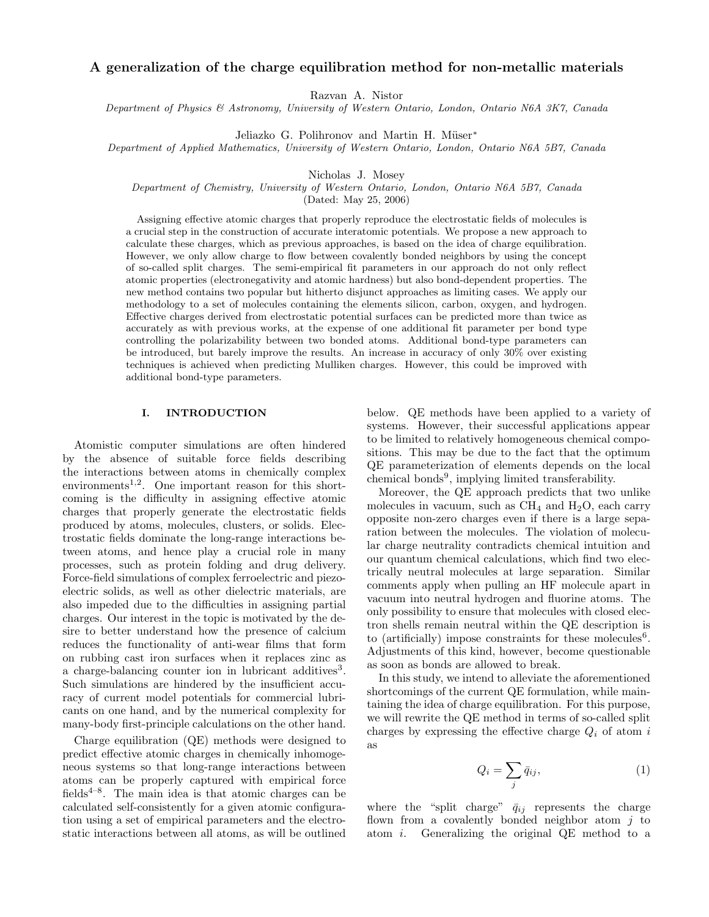# A generalization of the charge equilibration method for non-metallic materials

Razvan A. Nistor

*Department of Physics & Astronomy, University of Western Ontario, London, Ontario N6A 3K7, Canada*

Jeliazko G. Polihronov and Martin H. Müser*

*Department of Applied Mathematics, University of Western Ontario, London, Ontario N6A 5B7, Canada*

Nicholas J. Mosey

*Department of Chemistry, University of Western Ontario, London, Ontario N6A 5B7, Canada*

(Dated: May 25, 2006)

Assigning effective atomic charges that properly reproduce the electrostatic fields of molecules is a crucial step in the construction of accurate interatomic potentials. We propose a new approach to calculate these charges, which as previous approaches, is based on the idea of charge equilibration. However, we only allow charge to flow between covalently bonded neighbors by using the concept of so-called split charges. The semi-empirical fit parameters in our approach do not only reflect atomic properties (electronegativity and atomic hardness) but also bond-dependent properties. The new method contains two popular but hitherto disjunct approaches as limiting cases. We apply our methodology to a set of molecules containing the elements silicon, carbon, oxygen, and hydrogen. Effective charges derived from electrostatic potential surfaces can be predicted more than twice as accurately as with previous works, at the expense of one additional fit parameter per bond type controlling the polarizability between two bonded atoms. Additional bond-type parameters can be introduced, but barely improve the results. An increase in accuracy of only 30% over existing techniques is achieved when predicting Mulliken charges. However, this could be improved with additional bond-type parameters.

## I. INTRODUCTION

Atomistic computer simulations are often hindered by the absence of suitable force fields describing the interactions between atoms in chemically complex environments[1,2]. One important reason for this shortcoming is the difficulty in assigning effective atomic charges that properly generate the electrostatic fields produced by atoms, molecules, clusters, or solids. Electrostatic fields dominate the long-range interactions between atoms, and hence play a crucial role in many processes, such as protein folding and drug delivery. Force-field simulations of complex ferroelectric and piezoelectric solids, as well as other dielectric materials, are also impeded due to the difficulties in assigning partial charges. Our interest in the topic is motivated by the desire to better understand how the presence of calcium reduces the functionality of anti-wear films that form on rubbing cast iron surfaces when it replaces zinc as a charge-balancing counter ion in lubricant additives[3]. Such simulations are hindered by the insufficient accuracy of current model potentials for commercial lubricants on one hand, and by the numerical complexity for many-body first-principle calculations on the other hand.

Charge equilibration (QE) methods were designed to predict effective atomic charges in chemically inhomogeneous systems so that long-range interactions between atoms can be properly captured with empirical force fields[4–8]. The main idea is that atomic charges can be calculated self-consistently for a given atomic configuration using a set of empirical parameters and the electrostatic interactions between all atoms, as will be outlined below. QE methods have been applied to a variety of systems. However, their successful applications appear to be limited to relatively homogeneous chemical compositions. This may be due to the fact that the optimum QE parameterization of elements depends on the local chemical bonds[9], implying limited transferability.

Moreover, the QE approach predicts that two unlike molecules in vacuum, such as $CH_4$ and $H_2O$, each carry opposite non-zero charges even if there is a large separation between the molecules. The violation of molecular charge neutrality contradicts chemical intuition and our quantum chemical calculations, which find two electrically neutral molecules at large separation. Similar comments apply when pulling an HF molecule apart in vacuum into neutral hydrogen and fluorine atoms. The only possibility to ensure that molecules with closed electron shells remain neutral within the QE description is to (artificially) impose constraints for these molecules[6]. Adjustments of this kind, however, become questionable as soon as bonds are allowed to break.

In this study, we intend to alleviate the aforementioned shortcomings of the current QE formulation, while maintaining the idea of charge equilibration. For this purpose, we will rewrite the QE method in terms of so-called split charges by expressing the effective charge $Q_i$ of atom $i$ as

$$Q_i = \sum_j \bar{q}_{ij}, \tag{1}$$

where the "split charge" $\bar{q}_{ij}$ represents the charge flown from a covalently bonded neighbor atom $j$ to atom $i$. Generalizing the original QE method to a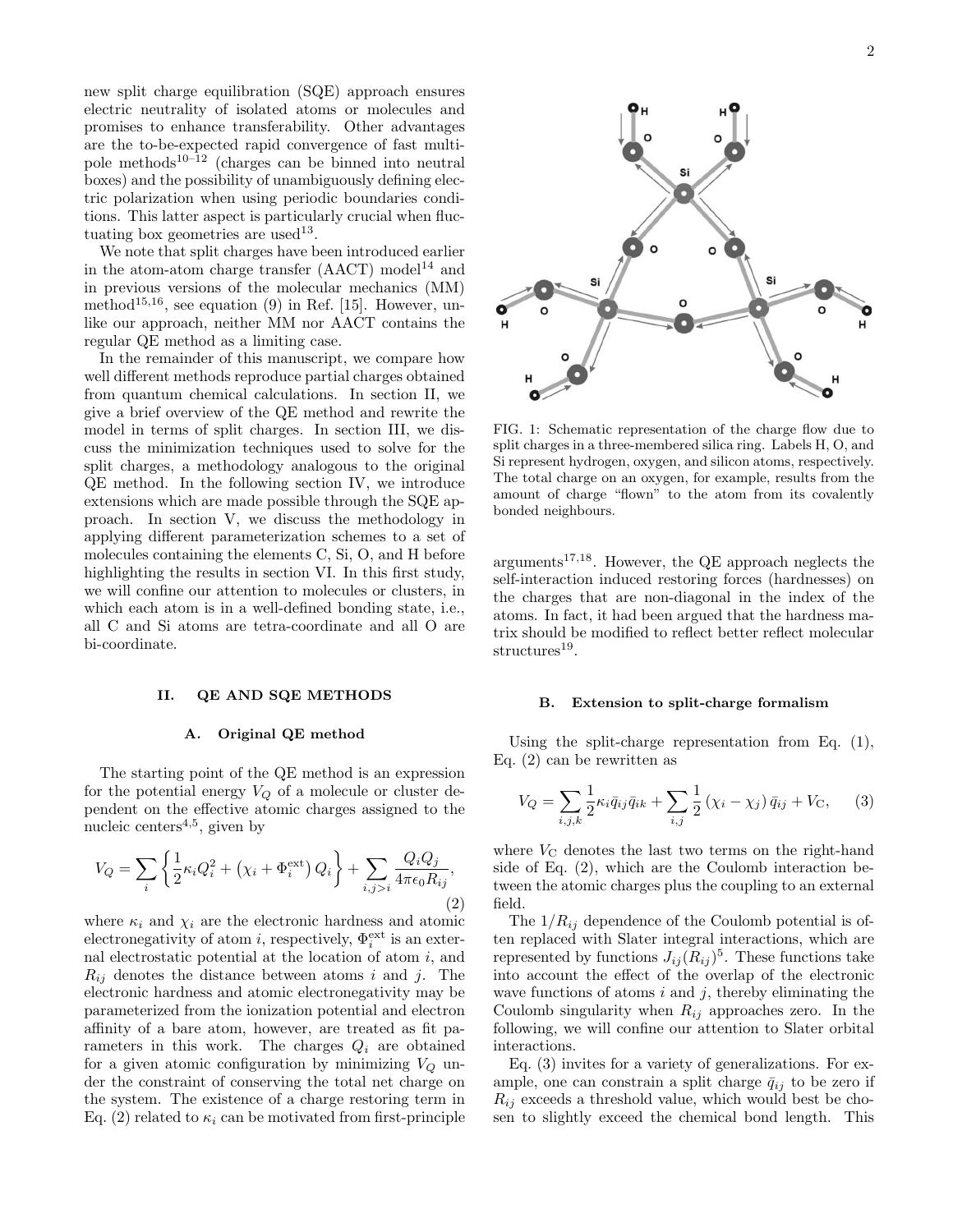new split charge equilibration (SQE) approach ensures electric neutrality of isolated atoms or molecules and promises to enhance transferability. Other advantages are the to-be-expected rapid convergence of fast multipole methods[10–12] (charges can be binned into neutral boxes) and the possibility of unambiguously defining electric polarization when using periodic boundaries conditions. This latter aspect is particularly crucial when fluctuating box geometries are used[13].

We note that split charges have been introduced earlier in the atom-atom charge transfer (AACT) model[14] and in previous versions of the molecular mechanics (MM) method[15,16], see equation (9) in Ref. [15]. However, unlike our approach, neither MM nor AACT contains the regular QE method as a limiting case.

In the remainder of this manuscript, we compare how well different methods reproduce partial charges obtained from quantum chemical calculations. In section II, we give a brief overview of the QE method and rewrite the model in terms of split charges. In section III, we discuss the minimization techniques used to solve for the split charges, a methodology analogous to the original QE method. In the following section IV, we introduce extensions which are made possible through the SQE approach. In section V, we discuss the methodology in applying different parameterization schemes to a set of molecules containing the elements C, Si, O, and H before highlighting the results in section VI. In this first study, we will confine our attention to molecules or clusters, in which each atom is in a well-defined bonding state, i.e., all C and Si atoms are tetra-coordinate and all O are bi-coordinate.

## II. QE AND SQE METHODS

### A. Original QE method

The starting point of the QE method is an expression for the potential energy $V_Q$ of a molecule or cluster dependent on the effective atomic charges assigned to the nucleic centers[4,5], given by

$$V_Q = \sum_i \left\{ \frac{1}{2}\kappa_i Q_i^2 + \left(\chi_i + \Phi_i^{\text{ext}}\right) Q_i \right\} + \sum_{i,j>i} \frac{Q_i Q_j}{4\pi\epsilon_0 R_{ij}}, \tag{2}$$

where $\kappa_i$ and $\chi_i$ are the electronic hardness and atomic electronegativity of atom $i$, respectively, $\Phi_i^{\text{ext}}$ is an external electrostatic potential at the location of atom $i$, and $R_{ij}$ denotes the distance between atoms $i$ and $j$. The electronic hardness and atomic electronegativity may be parameterized from the ionization potential and electron affinity of a bare atom, however, are treated as fit parameters in this work. The charges $Q_i$ are obtained for a given atomic configuration by minimizing $V_Q$ under the constraint of conserving the total net charge on the system. The existence of a charge restoring term in Eq. (2) related to $\kappa_i$ can be motivated from first-principle arguments[17,18]. However, the QE approach neglects the self-interaction induced restoring forces (hardnesses) on the charges that are non-diagonal in the index of the atoms. In fact, it had been argued that the hardness matrix should be modified to reflect better reflect molecular structures[19].

FIG. 1: Schematic representation of the charge flow due to split charges in a three-membered silica ring. Labels H, O, and Si represent hydrogen, oxygen, and silicon atoms, respectively. The total charge on an oxygen, for example, results from the amount of charge "flown" to the atom from its covalently bonded neighbours.

### B. Extension to split-charge formalism

Using the split-charge representation from Eq. (1), Eq. (2) can be rewritten as

$$V_Q = \sum_{i,j,k} \frac{1}{2}\kappa_i \bar{q}_{ij}\bar{q}_{ik} + \sum_{i,j} \frac{1}{2}\left(\chi_i - \chi_j\right)\bar{q}_{ij} + V_{\text{C}}, \tag{3}$$

where $V_{\text{C}}$ denotes the last two terms on the right-hand side of Eq. (2), which are the Coulomb interaction between the atomic charges plus the coupling to an external field.

The $1/R_{ij}$ dependence of the Coulomb potential is often replaced with Slater integral interactions, which are represented by functions $J_{ij}(R_{ij})$[5]. These functions take into account the effect of the overlap of the electronic wave functions of atoms $i$ and $j$, thereby eliminating the Coulomb singularity when $R_{ij}$ approaches zero. In the following, we will confine our attention to Slater orbital interactions.

Eq. (3) invites for a variety of generalizations. For example, one can constrain a split charge $\bar{q}_{ij}$ to be zero if $R_{ij}$ exceeds a threshold value, which would best be chosen to slightly exceed the chemical bond length. This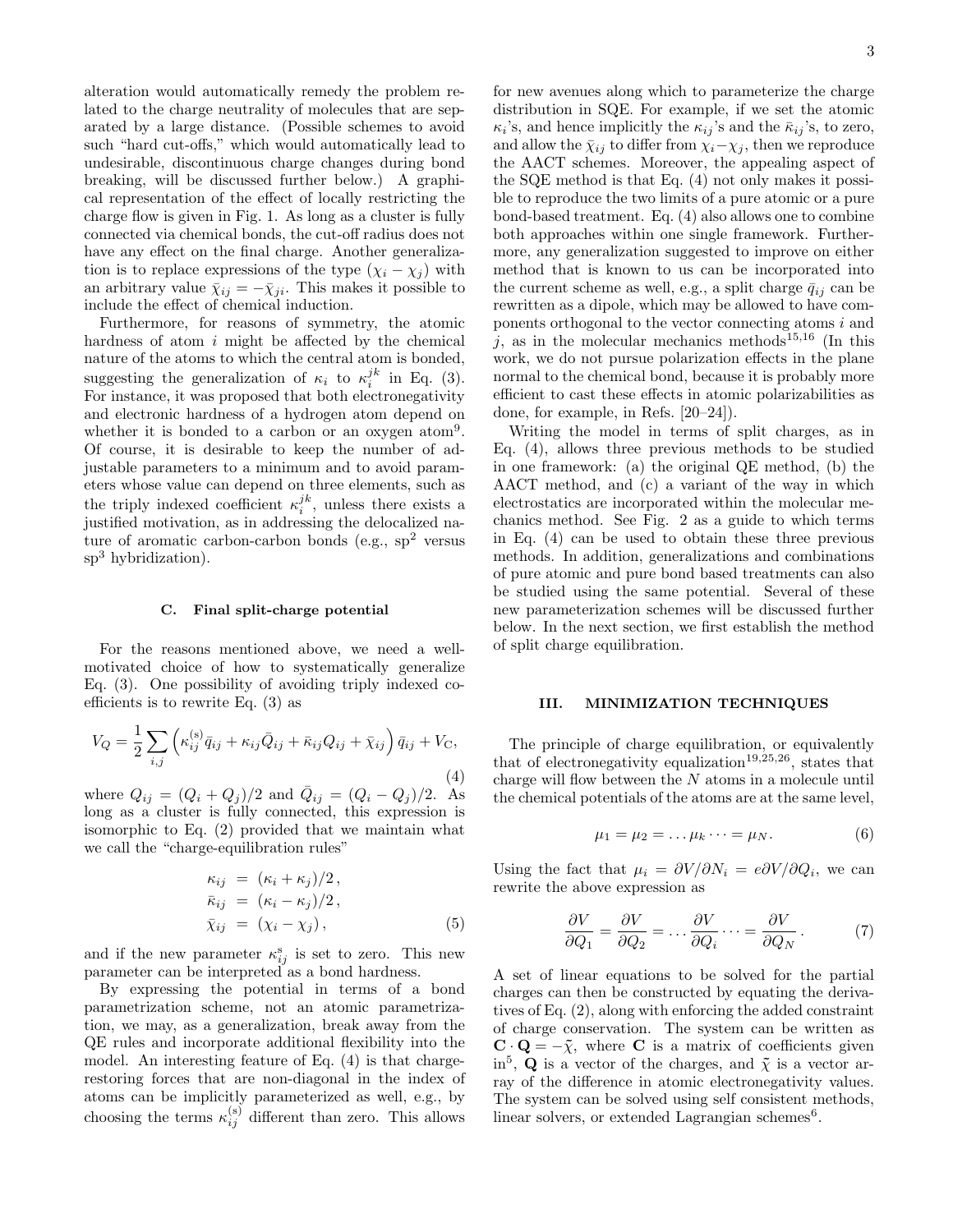alteration would automatically remedy the problem related to the charge neutrality of molecules that are separated by a large distance. (Possible schemes to avoid such "hard cut-offs," which would automatically lead to undesirable, discontinuous charge changes during bond breaking, will be discussed further below.) A graphical representation of the effect of locally restricting the charge flow is given in Fig. 1. As long as a cluster is fully connected via chemical bonds, the cut-off radius does not have any effect on the final charge. Another generalization is to replace expressions of the type $(\chi_i - \chi_j)$ with an arbitrary value $\bar{\chi}_{ij} = -\bar{\chi}_{ji}$. This makes it possible to include the effect of chemical induction.

Furthermore, for reasons of symmetry, the atomic hardness of atom $i$ might be affected by the chemical nature of the atoms to which the central atom is bonded, suggesting the generalization of $\kappa_i$ to $\kappa_i^{jk}$ in Eq. (3). For instance, it was proposed that both electronegativity and electronic hardness of a hydrogen atom depend on whether it is bonded to a carbon or an oxygen atom[9]. Of course, it is desirable to keep the number of adjustable parameters to a minimum and to avoid parameters whose value can depend on three elements, such as the triply indexed coefficient $\kappa_i^{jk}$, unless there exists a justified motivation, as in addressing the delocalized nature of aromatic carbon-carbon bonds (e.g., $sp^2$ versus $sp^3$ hybridization).

### C. Final split-charge potential

For the reasons mentioned above, we need a well-motivated choice of how to systematically generalize Eq. (3). One possibility of avoiding triply indexed coefficients is to rewrite Eq. (3) as

$$V_Q = \frac{1}{2}\sum_{i,j}\left(\kappa_{ij}^{(s)}\bar{q}_{ij} + \kappa_{ij}\bar{Q}_{ij} + \bar{\kappa}_{ij}Q_{ij} + \bar{\chi}_{ij}\right)\bar{q}_{ij} + V_{\mathrm{C}}, \tag{4}$$

where $Q_{ij} = (Q_i + Q_j)/2$ and $\bar{Q}_{ij} = (Q_i - Q_j)/2$. As long as a cluster is fully connected, this expression is isomorphic to Eq. (2) provided that we maintain what we call the "charge-equilibration rules"

$$\begin{aligned}
\kappa_{ij} &= (\kappa_i + \kappa_j)/2\,, \\
\bar{\kappa}_{ij} &= (\kappa_i - \kappa_j)/2\,, \\
\bar{\chi}_{ij} &= (\chi_i - \chi_j)\,,
\end{aligned} \tag{5}$$

and if the new parameter $\kappa_{ij}^{\mathrm{s}}$ is set to zero. This new parameter can be interpreted as a bond hardness.

By expressing the potential in terms of a bond parametrization scheme, not an atomic parametrization, we may, as a generalization, break away from the QE rules and incorporate additional flexibility into the model. An interesting feature of Eq. (4) is that charge-restoring forces that are non-diagonal in the index of atoms can be implicitly parameterized as well, e.g., by choosing the terms $\kappa_{ij}^{(s)}$ different than zero. This allows for new avenues along which to parameterize the charge distribution in SQE. For example, if we set the atomic $\kappa_i$'s, and hence implicitly the $\kappa_{ij}$'s and the $\bar{\kappa}_{ij}$'s, to zero, and allow the $\bar{\chi}_{ij}$ to differ from $\chi_i - \chi_j$, then we reproduce the AACT schemes. Moreover, the appealing aspect of the SQE method is that Eq. (4) not only makes it possible to reproduce the two limits of a pure atomic or a pure bond-based treatment. Eq. (4) also allows one to combine both approaches within one single framework. Furthermore, any generalization suggested to improve on either method that is known to us can be incorporated into the current scheme as well, e.g., a split charge $\bar{q}_{ij}$ can be rewritten as a dipole, which may be allowed to have components orthogonal to the vector connecting atoms $i$ and $j$, as in the molecular mechanics methods[15,16] (In this work, we do not pursue polarization effects in the plane normal to the chemical bond, because it is probably more efficient to cast these effects in atomic polarizabilities as done, for example, in Refs. [20–24]).

Writing the model in terms of split charges, as in Eq. (4), allows three previous methods to be studied in one framework: (a) the original QE method, (b) the AACT method, and (c) a variant of the way in which electrostatics are incorporated within the molecular mechanics method. See Fig. 2 as a guide to which terms in Eq. (4) can be used to obtain these three previous methods. In addition, generalizations and combinations of pure atomic and pure bond based treatments can also be studied using the same potential. Several of these new parameterization schemes will be discussed further below. In the next section, we first establish the method of split charge equilibration.

## III. MINIMIZATION TECHNIQUES

The principle of charge equilibration, or equivalently that of electronegativity equalization[19,25,26], states that charge will flow between the $N$ atoms in a molecule until the chemical potentials of the atoms are at the same level,

$$\mu_1 = \mu_2 = \ldots \mu_k \cdots = \mu_N. \tag{6}$$

Using the fact that $\mu_i = \partial V/\partial N_i = e\partial V/\partial Q_i$, we can rewrite the above expression as

$$\frac{\partial V}{\partial Q_1} = \frac{\partial V}{\partial Q_2} = \ldots \frac{\partial V}{\partial Q_i} \cdots = \frac{\partial V}{\partial Q_N}\,. \tag{7}$$

A set of linear equations to be solved for the partial charges can then be constructed by equating the derivatives of Eq. (2), along with enforcing the added constraint of charge conservation. The system can be written as $\mathbf{C}\cdot\mathbf{Q} = -\tilde{\chi}$, where $\mathbf{C}$ is a matrix of coefficients given in[5], $\mathbf{Q}$ is a vector of the charges, and $\tilde{\chi}$ is a vector array of the difference in atomic electronegativity values. The system can be solved using self consistent methods, linear solvers, or extended Lagrangian schemes[6].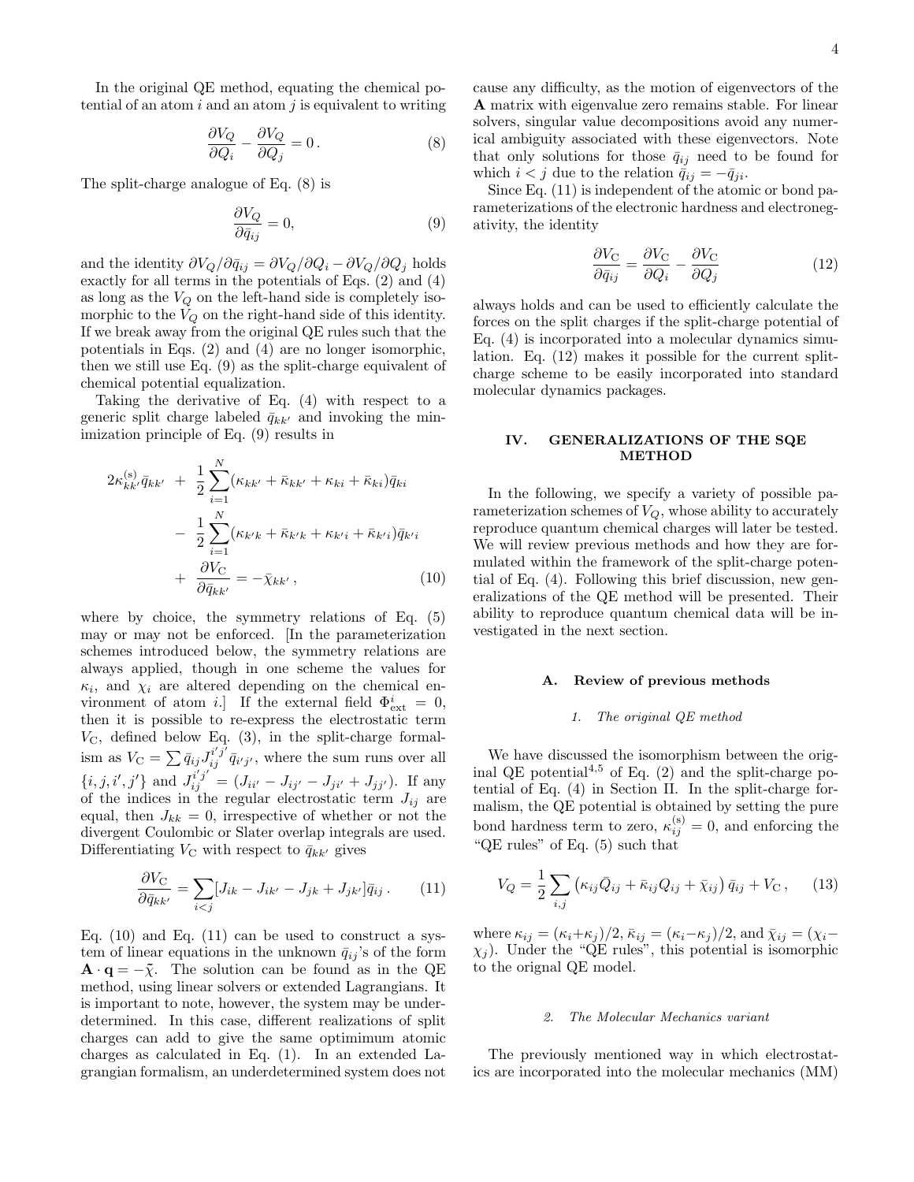In the original QE method, equating the chemical potential of an atom $i$ and an atom $j$ is equivalent to writing

$$\frac{\partial V_Q}{\partial Q_i} - \frac{\partial V_Q}{\partial Q_j} = 0\,. \tag{8}$$

The split-charge analogue of Eq. (8) is

$$\frac{\partial V_Q}{\partial \bar{q}_{ij}} = 0, \tag{9}$$

and the identity $\partial V_Q/\partial \bar{q}_{ij} = \partial V_Q/\partial Q_i - \partial V_Q/\partial Q_j$ holds exactly for all terms in the potentials of Eqs. (2) and (4) as long as the $V_Q$ on the left-hand side is completely isomorphic to the $V_Q$ on the right-hand side of this identity. If we break away from the original QE rules such that the potentials in Eqs. (2) and (4) are no longer isomorphic, then we still use Eq. (9) as the split-charge equivalent of chemical potential equalization.

Taking the derivative of Eq. (4) with respect to a generic split charge labeled $\bar{q}_{kk'}$ and invoking the minimization principle of Eq. (9) results in

$$\begin{aligned} 2\kappa^{(\mathrm{s})}_{kk'}\bar{q}_{kk'} \;&+\; \frac{1}{2}\sum_{i=1}^{N}(\kappa_{kk'} + \bar{\kappa}_{kk'} + \kappa_{ki} + \bar{\kappa}_{ki})\bar{q}_{ki} \\ &-\; \frac{1}{2}\sum_{i=1}^{N}(\kappa_{k'k} + \bar{\kappa}_{k'k} + \kappa_{k'i} + \bar{\kappa}_{k'i})\bar{q}_{k'i} \\ &+\; \frac{\partial V_{\mathrm{C}}}{\partial \bar{q}_{kk'}} = -\bar{\chi}_{kk'}\,, \end{aligned} \tag{10}$$

where by choice, the symmetry relations of Eq. (5) may or may not be enforced. [In the parameterization schemes introduced below, the symmetry relations are always applied, though in one scheme the values for $\kappa_i$ and $\chi_i$ are altered depending on the chemical environment of atom $i$.] If the external field $\Phi^{i}_{\mathrm{ext}} = 0$, then it is possible to re-express the electrostatic term $V_{\mathrm{C}}$, defined below Eq. (3), in the split-charge formalism as $V_{\mathrm{C}} = \sum \bar{q}_{ij} J^{i'j'}_{ij}\bar{q}_{i'j'}$, where the sum runs over all $\{i, j, i', j'\}$ and $J^{i'j'}_{ij} = (J_{ii'} - J_{ij'} - J_{ji'} + J_{jj'})$. If any of the indices in the regular electrostatic term $J_{ij}$ are equal, then $J_{kk} = 0$, irrespective of whether or not the divergent Coulombic or Slater overlap integrals are used. Differentiating $V_{\mathrm{C}}$ with respect to $\bar{q}_{kk'}$ gives

$$\frac{\partial V_{\mathrm{C}}}{\partial \bar{q}_{kk'}} = \sum_{i<j}[J_{ik} - J_{ik'} - J_{jk} + J_{jk'}]\bar{q}_{ij}\,. \tag{11}$$

Eq. (10) and Eq. (11) can be used to construct a system of linear equations in the unknown $\bar{q}_{ij}$'s of the form $\mathbf{A}\cdot\mathbf{q} = -\tilde{\chi}$. The solution can be found as in the QE method, using linear solvers or extended Lagrangians. It is important to note, however, the system may be underdetermined. In this case, different realizations of split charges can add to give the same optimimum atomic charges as calculated in Eq. (1). In an extended Lagrangian formalism, an underdetermined system does not cause any difficulty, as the motion of eigenvectors of the $\mathbf{A}$ matrix with eigenvalue zero remains stable. For linear solvers, singular value decompositions avoid any numerical ambiguity associated with these eigenvectors. Note that only solutions for those $\bar{q}_{ij}$ need to be found for which $i < j$ due to the relation $\bar{q}_{ij} = -\bar{q}_{ji}$.

Since Eq. (11) is independent of the atomic or bond parameterizations of the electronic hardness and electronegativity, the identity

$$\frac{\partial V_{\mathrm{C}}}{\partial \bar{q}_{ij}} = \frac{\partial V_{\mathrm{C}}}{\partial Q_i} - \frac{\partial V_{\mathrm{C}}}{\partial Q_j} \tag{12}$$

always holds and can be used to efficiently calculate the forces on the split charges if the split-charge potential of Eq. (4) is incorporated into a molecular dynamics simulation. Eq. (12) makes it possible for the current split-charge scheme to be easily incorporated into standard molecular dynamics packages.

## IV. GENERALIZATIONS OF THE SQE METHOD

In the following, we specify a variety of possible parameterization schemes of $V_Q$, whose ability to accurately reproduce quantum chemical charges will later be tested. We will review previous methods and how they are formulated within the framework of the split-charge potential of Eq. (4). Following this brief discussion, new generalizations of the QE method will be presented. Their ability to reproduce quantum chemical data will be investigated in the next section.

### A. Review of previous methods

#### *1. The original QE method*

We have discussed the isomorphism between the original QE potential[4,5] of Eq. (2) and the split-charge potential of Eq. (4) in Section II. In the split-charge formalism, the QE potential is obtained by setting the pure bond hardness term to zero, $\kappa^{(\mathrm{s})}_{ij} = 0$, and enforcing the "QE rules" of Eq. (5) such that

$$V_Q = \frac{1}{2}\sum_{i,j}\left(\kappa_{ij}\bar{Q}_{ij} + \bar{\kappa}_{ij}Q_{ij} + \bar{\chi}_{ij}\right)\bar{q}_{ij} + V_{\mathrm{C}}\,, \tag{13}$$

where $\kappa_{ij} = (\kappa_i{+}\kappa_j)/2$, $\bar{\kappa}_{ij} = (\kappa_i{-}\kappa_j)/2$, and $\bar{\chi}_{ij} = (\chi_i - \chi_j)$. Under the "QE rules", this potential is isomorphic to the orignal QE model.

#### *2. The Molecular Mechanics variant*

The previously mentioned way in which electrostatics are incorporated into the molecular mechanics (MM)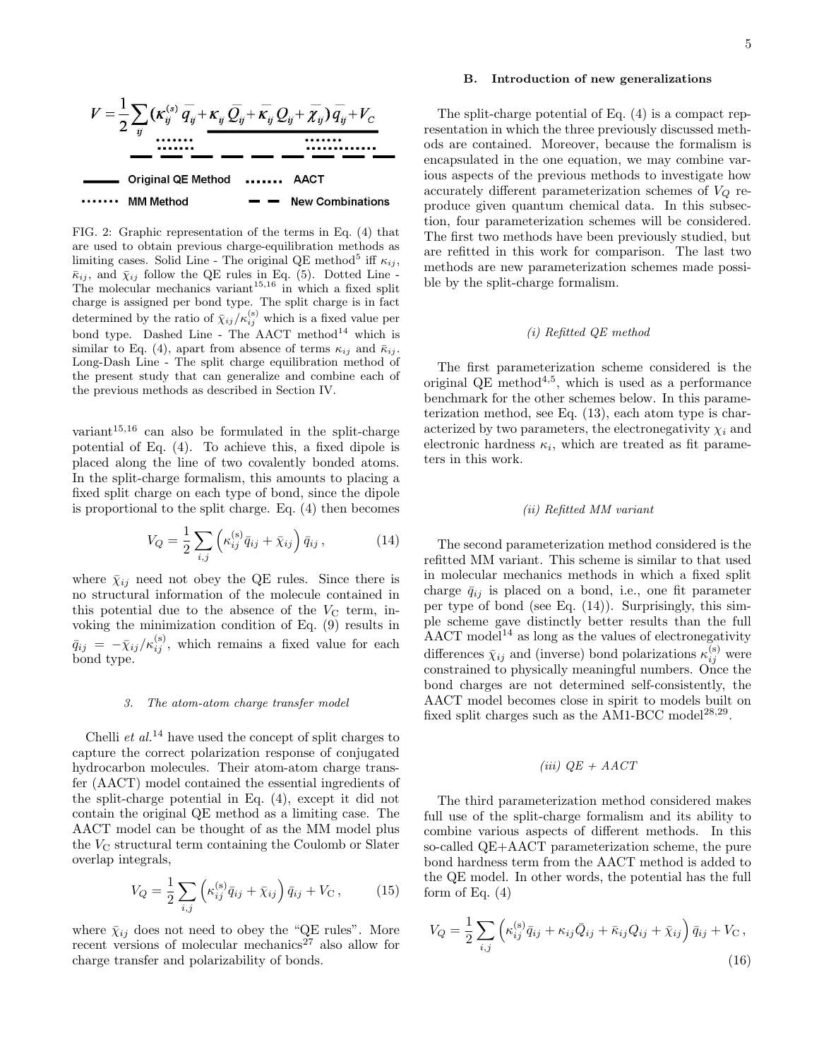$$V = \frac{1}{2}\sum_{ij}(\kappa_{ij}^{(s)}\bar{q}_{ij} + \kappa_{ij}\bar{Q}_{ij} + \bar{\kappa}_{ij}Q_{ij} + \bar{\chi}_{ij})\bar{q}_{ij} + V_C$$

Original QE Method — AACT — MM Method — New Combinations

FIG. 2: Graphic representation of the terms in Eq. (4) that are used to obtain previous charge-equilibration methods as limiting cases. Solid Line - The original QE method[5] iff $\kappa_{ij}$, $\bar{\kappa}_{ij}$, and $\bar{\chi}_{ij}$ follow the QE rules in Eq. (5). Dotted Line - The molecular mechanics variant[15,16] in which a fixed split charge is assigned per bond type. The split charge is in fact determined by the ratio of $\bar{\chi}_{ij}/\kappa_{ij}^{(s)}$ which is a fixed value per bond type. Dashed Line - The AACT method[14] which is similar to Eq. (4), apart from absence of terms $\kappa_{ij}$ and $\bar{\kappa}_{ij}$. Long-Dash Line - The split charge equilibration method of the present study that can generalize and combine each of the previous methods as described in Section IV.

variant[15,16] can also be formulated in the split-charge potential of Eq. (4). To achieve this, a fixed dipole is placed along the line of two covalently bonded atoms. In the split-charge formalism, this amounts to placing a fixed split charge on each type of bond, since the dipole is proportional to the split charge. Eq. (4) then becomes

$$V_Q = \frac{1}{2}\sum_{i,j}\left(\kappa_{ij}^{(s)}\bar{q}_{ij} + \bar{\chi}_{ij}\right)\bar{q}_{ij}\,, \tag{14}$$

where $\bar{\chi}_{ij}$ need not obey the QE rules. Since there is no structural information of the molecule contained in this potential due to the absence of the $V_C$ term, invoking the minimization condition of Eq. (9) results in $\bar{q}_{ij} = -\bar{\chi}_{ij}/\kappa_{ij}^{(s)}$, which remains a fixed value for each bond type.

#### 3. The atom-atom charge transfer model

Chelli *et al.*[14] have used the concept of split charges to capture the correct polarization response of conjugated hydrocarbon molecules. Their atom-atom charge transfer (AACT) model contained the essential ingredients of the split-charge potential in Eq. (4), except it did not contain the original QE method as a limiting case. The AACT model can be thought of as the MM model plus the $V_C$ structural term containing the Coulomb or Slater overlap integrals,

$$V_Q = \frac{1}{2}\sum_{i,j}\left(\kappa_{ij}^{(s)}\bar{q}_{ij} + \bar{\chi}_{ij}\right)\bar{q}_{ij} + V_C\,, \tag{15}$$

where $\bar{\chi}_{ij}$ does not need to obey the "QE rules". More recent versions of molecular mechanics[27] also allow for charge transfer and polarizability of bonds.

### B. Introduction of new generalizations

The split-charge potential of Eq. (4) is a compact representation in which the three previously discussed methods are contained. Moreover, because the formalism is encapsulated in the one equation, we may combine various aspects of the previous methods to investigate how accurately different parameterization schemes of $V_Q$ reproduce given quantum chemical data. In this subsection, four parameterization schemes will be considered. The first two methods have been previously studied, but are refitted in this work for comparison. The last two methods are new parameterization schemes made possible by the split-charge formalism.

#### *(i) Refitted QE method*

The first parameterization scheme considered is the original QE method[4,5], which is used as a performance benchmark for the other schemes below. In this parameterization method, see Eq. (13), each atom type is characterized by two parameters, the electronegativity $\chi_i$ and electronic hardness $\kappa_i$, which are treated as fit parameters in this work.

#### *(ii) Refitted MM variant*

The second parameterization method considered is the refitted MM variant. This scheme is similar to that used in molecular mechanics methods in which a fixed split charge $\bar{q}_{ij}$ is placed on a bond, i.e., one fit parameter per type of bond (see Eq. (14)). Surprisingly, this simple scheme gave distinctly better results than the full AACT model[14] as long as the values of electronegativity differences $\bar{\chi}_{ij}$ and (inverse) bond polarizations $\kappa_{ij}^{(s)}$ were constrained to physically meaningful numbers. Once the bond charges are not determined self-consistently, the AACT model becomes close in spirit to models built on fixed split charges such as the AM1-BCC model[28,29].

#### *(iii) QE + AACT*

The third parameterization method considered makes full use of the split-charge formalism and its ability to combine various aspects of different methods. In this so-called QE+AACT parameterization scheme, the pure bond hardness term from the AACT method is added to the QE model. In other words, the potential has the full form of Eq. (4)

$$V_Q = \frac{1}{2}\sum_{i,j}\left(\kappa_{ij}^{(s)}\bar{q}_{ij} + \kappa_{ij}\bar{Q}_{ij} + \bar{\kappa}_{ij}Q_{ij} + \bar{\chi}_{ij}\right)\bar{q}_{ij} + V_C\,, \tag{16}$$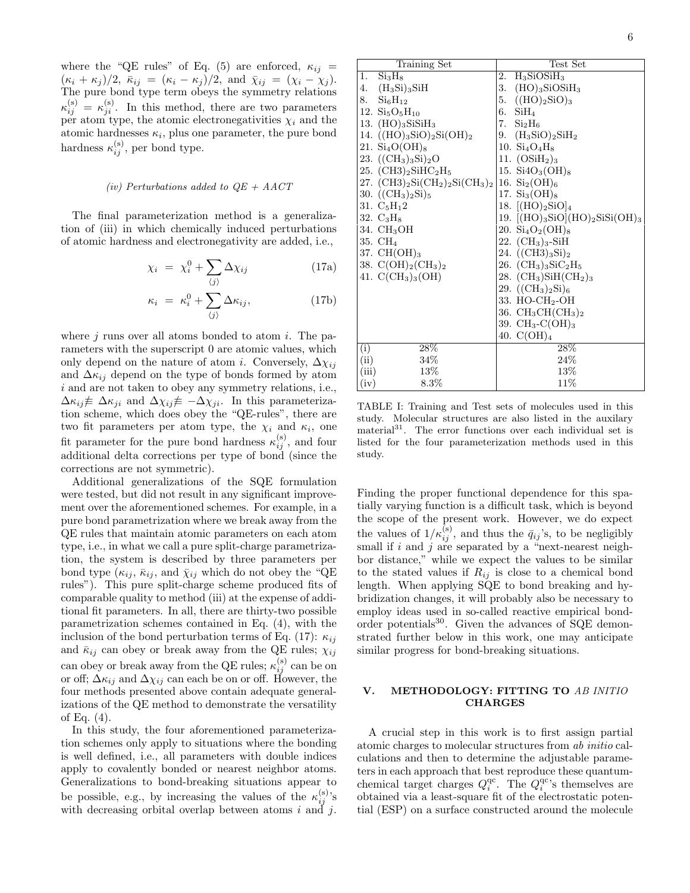where the "QE rules" of Eq. (5) are enforced, $\kappa_{ij} = (\kappa_i + \kappa_j)/2$, $\bar{\kappa}_{ij} = (\kappa_i - \kappa_j)/2$, and $\bar{\chi}_{ij} = (\chi_i - \chi_j)$. The pure bond type term obeys the symmetry relations $\kappa^{(s)}_{ij} = \kappa^{(s)}_{ji}$. In this method, there are two parameters per atom type, the atomic electronegativities $\chi_i$ and the atomic hardnesses $\kappa_i$, plus one parameter, the pure bond hardness $\kappa^{(s)}_{ij}$, per bond type.

*(iv) Perturbations added to QE + AACT*

The final parameterization method is a generalization of (iii) in which chemically induced perturbations of atomic hardness and electronegativity are added, i.e.,

$$\chi_i = \chi_i^0 + \sum_{\langle j \rangle} \Delta\chi_{ij} \tag{17a}$$

$$\kappa_i = \kappa_i^0 + \sum_{\langle j \rangle} \Delta\kappa_{ij}, \tag{17b}$$

where $j$ runs over all atoms bonded to atom $i$. The parameters with the superscript 0 are atomic values, which only depend on the nature of atom $i$. Conversely, $\Delta\chi_{ij}$ and $\Delta\kappa_{ij}$ depend on the type of bonds formed by atom $i$ and are not taken to obey any symmetry relations, i.e., $\Delta\kappa_{ij} \not\equiv \Delta\kappa_{ji}$ and $\Delta\chi_{ij} \not\equiv -\Delta\chi_{ji}$. In this parameterization scheme, which does obey the "QE-rules", there are two fit parameters per atom type, the $\chi_i$ and $\kappa_i$, one fit parameter for the pure bond hardness $\kappa^{(s)}_{ij}$, and four additional delta corrections per type of bond (since the corrections are not symmetric).

Additional generalizations of the SQE formulation were tested, but did not result in any significant improvement over the aforementioned schemes. For example, in a pure bond parametrization where we break away from the QE rules that maintain atomic parameters on each atom type, i.e., in what we call a pure split-charge parametrization, the system is described by three parameters per bond type ($\kappa_{ij}$, $\bar{\kappa}_{ij}$, and $\bar{\chi}_{ij}$ which do not obey the "QE rules"). This pure split-charge scheme produced fits of comparable quality to method (iii) at the expense of additional fit parameters. In all, there are thirty-two possible parametrization schemes contained in Eq. (4), with the inclusion of the bond perturbation terms of Eq. (17): $\kappa_{ij}$ and $\bar{\kappa}_{ij}$ can obey or break away from the QE rules; $\chi_{ij}$ can obey or break away from the QE rules; $\kappa^{(s)}_{ij}$ can be on or off; $\Delta\kappa_{ij}$ and $\Delta\chi_{ij}$ can each be on or off. However, the four methods presented above contain adequate generalizations of the QE method to demonstrate the versatility of Eq. (4).

In this study, the four aforementioned parameterization schemes only apply to situations where the bonding is well defined, i.e., all parameters with double indices apply to covalently bonded or nearest neighbor atoms. Generalizations to bond-breaking situations appear to be possible, e.g., by increasing the values of the $\kappa^{(s)}_{ij}$'s with decreasing orbital overlap between atoms $i$ and $j$.

| Training Set | Test Set |
|---|---|
| 1. $Si_3H_8$ | 2. $H_3SiOSiH_3$ |
| 4. $(H_3Si)_3SiH$ | 3. $(HO)_3SiOSiH_3$ |
| 8. $Si_6H_{12}$ | 5. $((HO)_2SiO)_3$ |
| 12. $Si_5O_5H_{10}$ | 6. $SiH_4$ |
| 13. $(HO)_3SiSiH_3$ | 7. $Si_2H_6$ |
| 14. $((HO)_3SiO)_2Si(OH)_2$ | 9. $(H_3SiO)_2SiH_2$ |
| 21. $Si_4O(OH)_8$ | 10. $Si_4O_4H_8$ |
| 23. $((CH_3)_3Si)_2O$ | 11. $(OSiH_2)_3$ |
| 25. $(CH3)_2SiHC_2H_5$ | 15. $Si4O_3(OH)_8$ |
| 27. $(CH3)_2Si(CH_2)_2Si(CH_3)_2$ | 16. $Si_2(OH)_6$ |
| 30. $((CH_3)_2Si)_5$ | 17. $Si_3(OH)_8$ |
| 31. $C_5H_12$ | 18. $[(HO)_2SiO]_4$ |
| 32. $C_3H_8$ | 19. $[(HO)_3SiO](HO)_2SiSi(OH)_3$ |
| 34. $CH_3OH$ | 20. $Si_4O_2(OH)_8$ |
| 35. $CH_4$ | 22. $(CH_3)_3$-SiH |
| 37. $CH(OH)_3$ | 24. $((CH3)_3Si)_2$ |
| 38. $C(OH)_2(CH_3)_2$ | 26. $(CH_3)_3SiC_2H_5$ |
| 41. $C(CH_3)_3(OH)$ | 28. $(CH_3)SiH(CH_2)_3$ |
| | 29. $((CH_3)_2Si)_6$ |
| | 33. HO-$CH_2$-OH |
| | 36. $CH_3CH(CH_3)_2$ |
| | 39. $CH_3$-$C(OH)_3$ |
| | 40. $C(OH)_4$ |
| (i) 28% | 28% |
| (ii) 34% | 24% |
| (iii) 13% | 13% |
| (iv) 8.3% | 11% |

TABLE I: Training and Test sets of molecules used in this study. Molecular structures are also listed in the auxilary material[31]. The error functions over each individual set is listed for the four parameterization methods used in this study.

Finding the proper functional dependence for this spatially varying function is a difficult task, which is beyond the scope of the present work. However, we do expect the values of $1/\kappa^{(s)}_{ij}$, and thus the $\bar{q}_{ij}$'s, to be negligibly small if $i$ and $j$ are separated by a "next-nearest neighbor distance," while we expect the values to be similar to the stated values if $R_{ij}$ is close to a chemical bond length. When applying SQE to bond breaking and hybridization changes, it will probably also be necessary to employ ideas used in so-called reactive empirical bond-order potentials[30]. Given the advances of SQE demonstrated further below in this work, one may anticipate similar progress for bond-breaking situations.

## V. METHODOLOGY: FITTING TO *AB INITIO* CHARGES

A crucial step in this work is to first assign partial atomic charges to molecular structures from *ab initio* calculations and then to determine the adjustable parameters in each approach that best reproduce these quantum-chemical target charges $Q_i^{qc}$. The $Q_i^{qc}$'s themselves are obtained via a least-square fit of the electrostatic potential (ESP) on a surface constructed around the molecule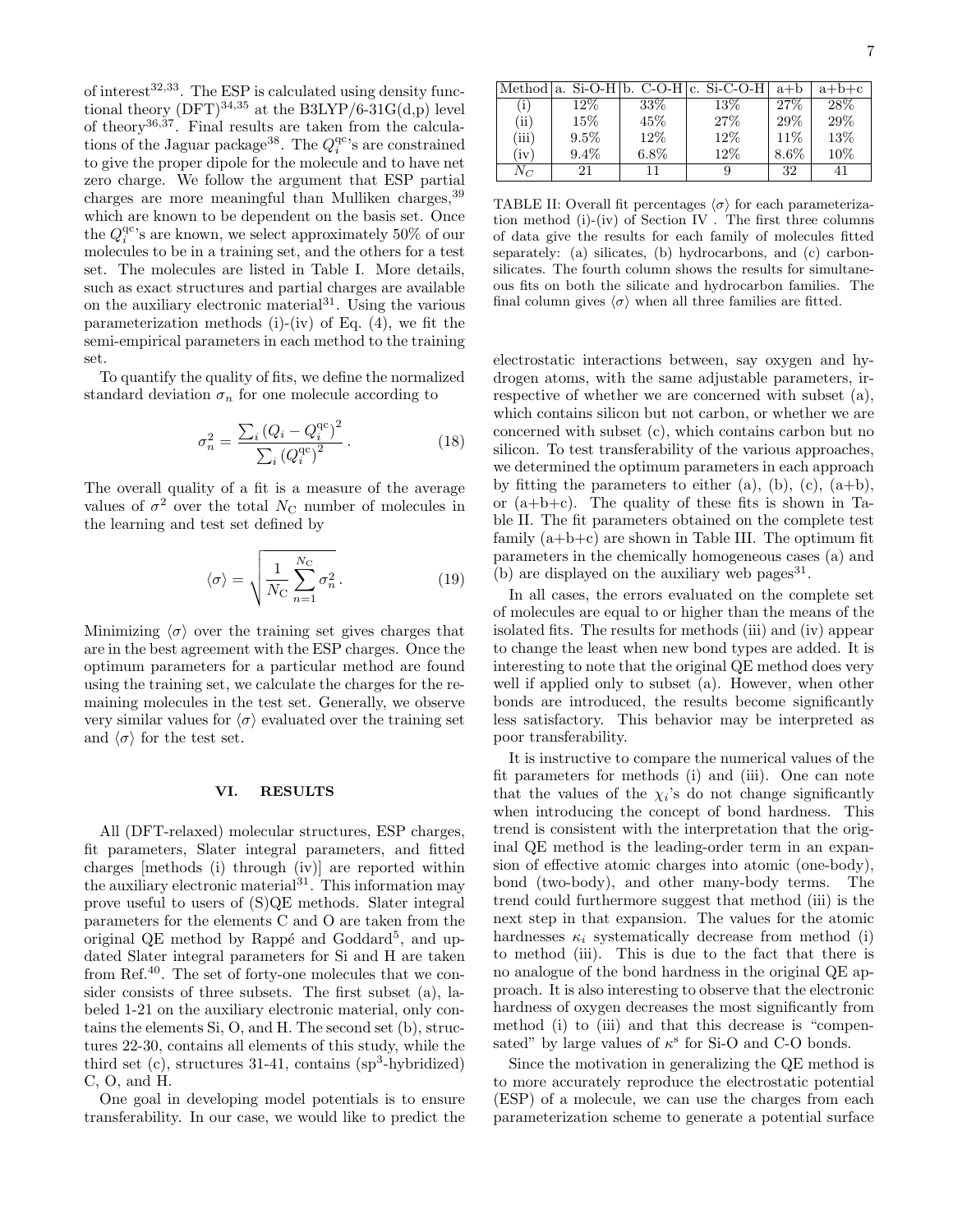of interest[32,33]. The ESP is calculated using density functional theory (DFT)[34,35] at the B3LYP/6-31G(d,p) level of theory[36,37]. Final results are taken from the calculations of the Jaguar package[38]. The $Q_i^{\rm qc}$'s are constrained to give the proper dipole for the molecule and to have net zero charge. We follow the argument that ESP partial charges are more meaningful than Mulliken charges,[39] which are known to be dependent on the basis set. Once the $Q_i^{\rm qc}$'s are known, we select approximately 50% of our molecules to be in a training set, and the others for a test set. The molecules are listed in Table I. More details, such as exact structures and partial charges are available on the auxiliary electronic material[31]. Using the various parameterization methods (i)-(iv) of Eq. (4), we fit the semi-empirical parameters in each method to the training set.

To quantify the quality of fits, we define the normalized standard deviation $\sigma_n$ for one molecule according to

$$\sigma_n^2 = \frac{\sum_i \left(Q_i - Q_i^{\rm qc}\right)^2}{\sum_i \left(Q_i^{\rm qc}\right)^2}. \tag{18}$$

The overall quality of a fit is a measure of the average values of $\sigma^2$ over the total $N_{\rm C}$ number of molecules in the learning and test set defined by

$$\langle\sigma\rangle = \sqrt{\frac{1}{N_{\rm C}} \sum_{n=1}^{N_{\rm C}} \sigma_n^2}. \tag{19}$$

Minimizing $\langle\sigma\rangle$ over the training set gives charges that are in the best agreement with the ESP charges. Once the optimum parameters for a particular method are found using the training set, we calculate the charges for the remaining molecules in the test set. Generally, we observe very similar values for $\langle\sigma\rangle$ evaluated over the training set and $\langle\sigma\rangle$ for the test set.

## VI. RESULTS

All (DFT-relaxed) molecular structures, ESP charges, fit parameters, Slater integral parameters, and fitted charges [methods (i) through (iv)] are reported within the auxiliary electronic material[31]. This information may prove useful to users of (S)QE methods. Slater integral parameters for the elements C and O are taken from the original QE method by Rappé and Goddard[5], and updated Slater integral parameters for Si and H are taken from Ref.[40]. The set of forty-one molecules that we consider consists of three subsets. The first subset (a), labeled 1-21 on the auxiliary electronic material, only contains the elements Si, O, and H. The second set (b), structures 22-30, contains all elements of this study, while the third set (c), structures 31-41, contains ($sp^3$-hybridized) C, O, and H.

One goal in developing model potentials is to ensure transferability. In our case, we would like to predict the electrostatic interactions between, say oxygen and hydrogen atoms, with the same adjustable parameters, irrespective of whether we are concerned with subset (a), which contains silicon but not carbon, or whether we are concerned with subset (c), which contains carbon but no silicon. To test transferability of the various approaches, we determined the optimum parameters in each approach by fitting the parameters to either (a), (b), (c), (a+b), or (a+b+c). The quality of these fits is shown in Table II. The fit parameters obtained on the complete test family (a+b+c) are shown in Table III. The optimum fit parameters in the chemically homogeneous cases (a) and (b) are displayed on the auxiliary web pages[31].

| Method | a. Si-O-H | b. C-O-H | c. Si-C-O-H | a+b | a+b+c |
|---|---|---|---|---|---|
| (i) | 12% | 33% | 13% | 27% | 28% |
| (ii) | 15% | 45% | 27% | 29% | 29% |
| (iii) | 9.5% | 12% | 12% | 11% | 13% |
| (iv) | 9.4% | 6.8% | 12% | 8.6% | 10% |
| $N_C$ | 21 | 11 | 9 | 32 | 41 |

TABLE II: Overall fit percentages $\langle\sigma\rangle$ for each parameterization method (i)-(iv) of Section IV . The first three columns of data give the results for each family of molecules fitted separately: (a) silicates, (b) hydrocarbons, and (c) carbon-silicates. The fourth column shows the results for simultaneous fits on both the silicate and hydrocarbon families. The final column gives $\langle\sigma\rangle$ when all three families are fitted.

In all cases, the errors evaluated on the complete set of molecules are equal to or higher than the means of the isolated fits. The results for methods (iii) and (iv) appear to change the least when new bond types are added. It is interesting to note that the original QE method does very well if applied only to subset (a). However, when other bonds are introduced, the results become significantly less satisfactory. This behavior may be interpreted as poor transferability.

It is instructive to compare the numerical values of the fit parameters for methods (i) and (iii). One can note that the values of the $\chi_i$'s do not change significantly when introducing the concept of bond hardness. This trend is consistent with the interpretation that the original QE method is the leading-order term in an expansion of effective atomic charges into atomic (one-body), bond (two-body), and other many-body terms. The trend could furthermore suggest that method (iii) is the next step in that expansion. The values for the atomic hardnesses $\kappa_i$ systematically decrease from method (i) to method (iii). This is due to the fact that there is no analogue of the bond hardness in the original QE approach. It is also interesting to observe that the electronic hardness of oxygen decreases the most significantly from method (i) to (iii) and that this decrease is "compensated" by large values of $\kappa^{\rm s}$ for Si-O and C-O bonds.

Since the motivation in generalizing the QE method is to more accurately reproduce the electrostatic potential (ESP) of a molecule, we can use the charges from each parameterization scheme to generate a potential surface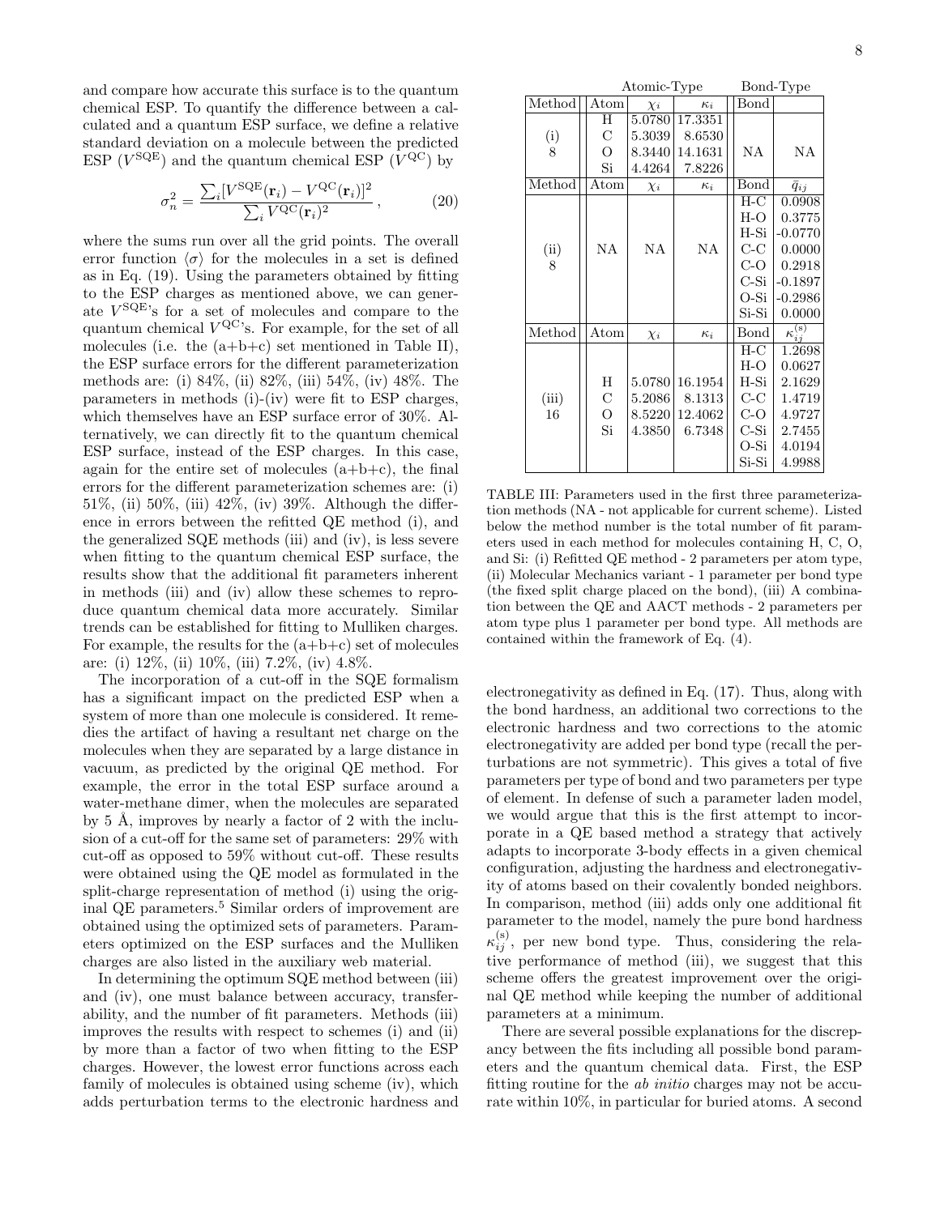and compare how accurate this surface is to the quantum chemical ESP. To quantify the difference between a calculated and a quantum ESP surface, we define a relative standard deviation on a molecule between the predicted ESP ($V^{\rm SQE}$) and the quantum chemical ESP ($V^{\rm QC}$) by

$$\sigma_n^2 = \frac{\sum_i [V^{\rm SQE}(\mathbf{r}_i) - V^{\rm QC}(\mathbf{r}_i)]^2}{\sum_i V^{\rm QC}(\mathbf{r}_i)^2}\,, \qquad (20)$$

where the sums run over all the grid points. The overall error function $\langle\sigma\rangle$ for the molecules in a set is defined as in Eq. (19). Using the parameters obtained by fitting to the ESP charges as mentioned above, we can generate $V^{\rm SQE}$'s for a set of molecules and compare to the quantum chemical $V^{\rm QC}$'s. For example, for the set of all molecules (i.e. the (a+b+c) set mentioned in Table II), the ESP surface errors for the different parameterization methods are: (i) 84%, (ii) 82%, (iii) 54%, (iv) 48%. The parameters in methods (i)-(iv) were fit to ESP charges, which themselves have an ESP surface error of 30%. Alternatively, we can directly fit to the quantum chemical ESP surface, instead of the ESP charges. In this case, again for the entire set of molecules (a+b+c), the final errors for the different parameterization schemes are: (i) 51%, (ii) 50%, (iii) 42%, (iv) 39%. Although the difference in errors between the refitted QE method (i), and the generalized SQE methods (iii) and (iv), is less severe when fitting to the quantum chemical ESP surface, the results show that the additional fit parameters inherent in methods (iii) and (iv) allow these schemes to reproduce quantum chemical data more accurately. Similar trends can be established for fitting to Mulliken charges. For example, the results for the (a+b+c) set of molecules are: (i) 12%, (ii) 10%, (iii) 7.2%, (iv) 4.8%.

The incorporation of a cut-off in the SQE formalism has a significant impact on the predicted ESP when a system of more than one molecule is considered. It remedies the artifact of having a resultant net charge on the molecules when they are separated by a large distance in vacuum, as predicted by the original QE method. For example, the error in the total ESP surface around a water-methane dimer, when the molecules are separated by 5 Å, improves by nearly a factor of 2 with the inclusion of a cut-off for the same set of parameters: 29% with cut-off as opposed to 59% without cut-off. These results were obtained using the QE model as formulated in the split-charge representation of method (i) using the original QE parameters.[5] Similar orders of improvement are obtained using the optimized sets of parameters. Parameters optimized on the ESP surfaces and the Mulliken charges are also listed in the auxiliary web material.

In determining the optimum SQE method between (iii) and (iv), one must balance between accuracy, transferability, and the number of fit parameters. Methods (iii) improves the results with respect to schemes (i) and (ii) by more than a factor of two when fitting to the ESP charges. However, the lowest error functions across each family of molecules is obtained using scheme (iv), which adds perturbation terms to the electronic hardness and electronegativity as defined in Eq. (17). Thus, along with the bond hardness, an additional two corrections to the electronic hardness and two corrections to the atomic electronegativity are added per bond type (recall the perturbations are not symmetric). This gives a total of five parameters per type of bond and two parameters per type of element. In defense of such a parameter laden model, we would argue that this is the first attempt to incorporate in a QE based method a strategy that actively adapts to incorporate 3-body effects in a given chemical configuration, adjusting the hardness and electronegativity of atoms based on their covalently bonded neighbors. In comparison, method (iii) adds only one additional fit parameter to the model, namely the pure bond hardness $\kappa_{ij}^{(s)}$, per new bond type. Thus, considering the relative performance of method (iii), we suggest that this scheme offers the greatest improvement over the original QE method while keeping the number of additional parameters at a minimum.

| | Atomic-Type | | | Bond-Type | |
|---|---|---|---|---|---|
| Method | Atom | $\chi_i$ | $\kappa_i$ | Bond | |
| (i) 8 | H | 5.0780 | 17.3351 | NA | NA |
| | C | 5.3039 | 8.6530 | | |
| | O | 8.3440 | 14.1631 | | |
| | Si | 4.4264 | 7.8226 | | |
| Method | Atom | $\chi_i$ | $\kappa_i$ | Bond | $\bar{q}_{ij}$ |
| (ii) 8 | NA | NA | NA | H-C | 0.0908 |
| | | | | H-O | 0.3775 |
| | | | | H-Si | -0.0770 |
| | | | | C-C | 0.0000 |
| | | | | C-O | 0.2918 |
| | | | | C-Si | -0.1897 |
| | | | | O-Si | -0.2986 |
| | | | | Si-Si | 0.0000 |
| Method | Atom | $\chi_i$ | $\kappa_i$ | Bond | $\kappa_{ij}^{(s)}$ |
| (iii) 16 | H | 5.0780 | 16.1954 | H-C | 1.2698 |
| | C | 5.2086 | 8.1313 | H-O | 0.0627 |
| | O | 8.5220 | 12.4062 | H-Si | 2.1629 |
| | Si | 4.3850 | 6.7348 | C-C | 1.4719 |
| | | | | C-O | 4.9727 |
| | | | | C-Si | 2.7455 |
| | | | | O-Si | 4.0194 |
| | | | | Si-Si | 4.9988 |

TABLE III: Parameters used in the first three parameterization methods (NA - not applicable for current scheme). Listed below the method number is the total number of fit parameters used in each method for molecules containing H, C, O, and Si: (i) Refitted QE method - 2 parameters per atom type, (ii) Molecular Mechanics variant - 1 parameter per bond type (the fixed split charge placed on the bond), (iii) A combination between the QE and AACT methods - 2 parameters per atom type plus 1 parameter per bond type. All methods are contained within the framework of Eq. (4).

There are several possible explanations for the discrepancy between the fits including all possible bond parameters and the quantum chemical data. First, the ESP fitting routine for the *ab initio* charges may not be accurate within 10%, in particular for buried atoms. A second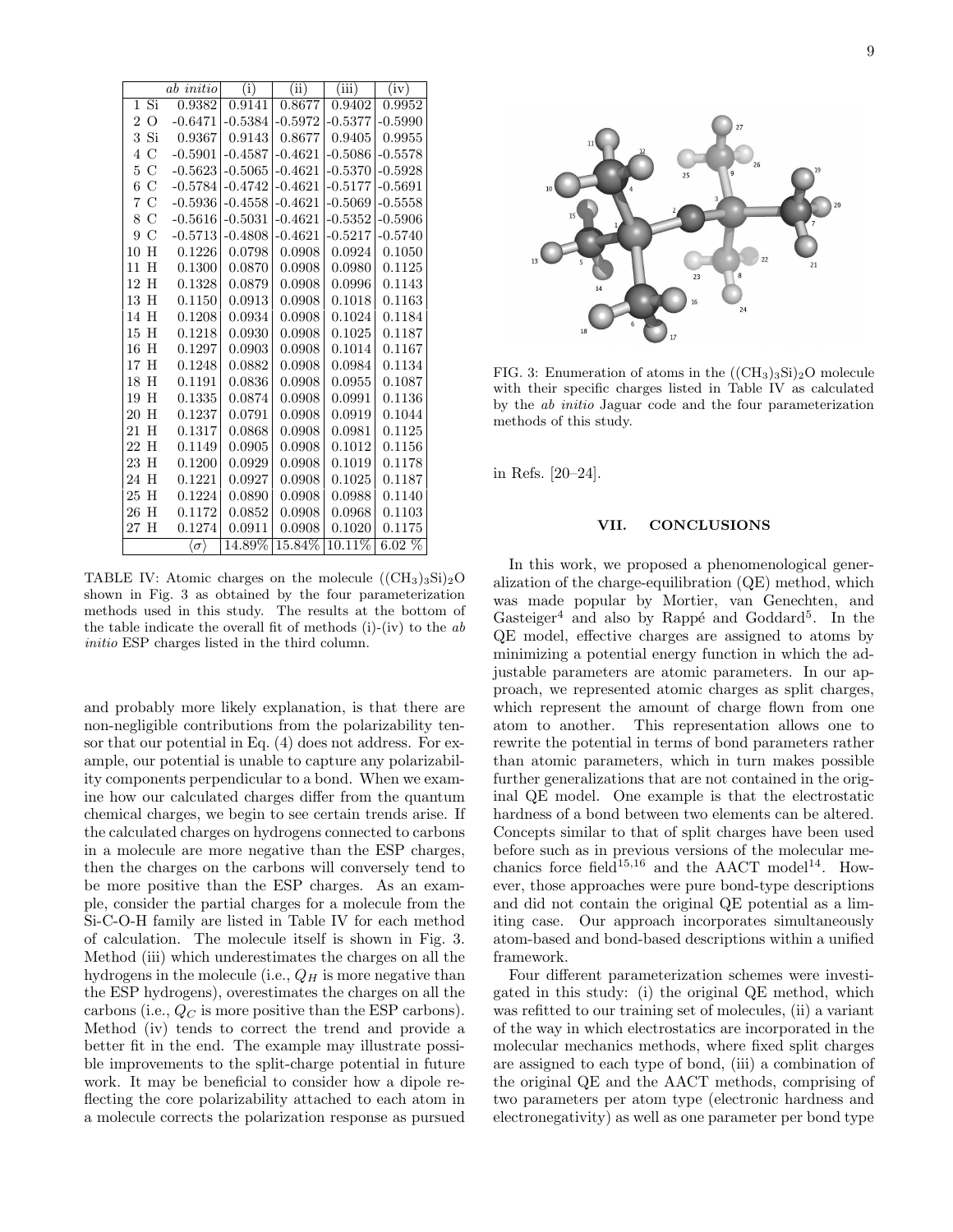| | *ab initio* | (i) | (ii) | (iii) | (iv) |
|---|---|---|---|---|---|
| 1 Si | 0.9382 | 0.9141 | 0.8677 | 0.9402 | 0.9952 |
| 2 O | -0.6471 | -0.5384 | -0.5972 | -0.5377 | -0.5990 |
| 3 Si | 0.9367 | 0.9143 | 0.8677 | 0.9405 | 0.9955 |
| 4 C | -0.5901 | -0.4587 | -0.4621 | -0.5086 | -0.5578 |
| 5 C | -0.5623 | -0.5065 | -0.4621 | -0.5370 | -0.5928 |
| 6 C | -0.5784 | -0.4742 | -0.4621 | -0.5177 | -0.5691 |
| 7 C | -0.5936 | -0.4558 | -0.4621 | -0.5069 | -0.5558 |
| 8 C | -0.5616 | -0.5031 | -0.4621 | -0.5352 | -0.5906 |
| 9 C | -0.5713 | -0.4808 | -0.4621 | -0.5217 | -0.5740 |
| 10 H | 0.1226 | 0.0798 | 0.0908 | 0.0924 | 0.1050 |
| 11 H | 0.1300 | 0.0870 | 0.0908 | 0.0980 | 0.1125 |
| 12 H | 0.1328 | 0.0879 | 0.0908 | 0.0996 | 0.1143 |
| 13 H | 0.1150 | 0.0913 | 0.0908 | 0.1018 | 0.1163 |
| 14 H | 0.1208 | 0.0934 | 0.0908 | 0.1024 | 0.1184 |
| 15 H | 0.1218 | 0.0930 | 0.0908 | 0.1025 | 0.1187 |
| 16 H | 0.1297 | 0.0903 | 0.0908 | 0.1014 | 0.1167 |
| 17 H | 0.1248 | 0.0882 | 0.0908 | 0.0984 | 0.1134 |
| 18 H | 0.1191 | 0.0836 | 0.0908 | 0.0955 | 0.1087 |
| 19 H | 0.1335 | 0.0874 | 0.0908 | 0.0991 | 0.1136 |
| 20 H | 0.1237 | 0.0791 | 0.0908 | 0.0919 | 0.1044 |
| 21 H | 0.1317 | 0.0868 | 0.0908 | 0.0981 | 0.1125 |
| 22 H | 0.1149 | 0.0905 | 0.0908 | 0.1012 | 0.1156 |
| 23 H | 0.1200 | 0.0929 | 0.0908 | 0.1019 | 0.1178 |
| 24 H | 0.1221 | 0.0927 | 0.0908 | 0.1025 | 0.1187 |
| 25 H | 0.1224 | 0.0890 | 0.0908 | 0.0988 | 0.1140 |
| 26 H | 0.1172 | 0.0852 | 0.0908 | 0.0968 | 0.1103 |
| 27 H | 0.1274 | 0.0911 | 0.0908 | 0.1020 | 0.1175 |
| | $\langle\sigma\rangle$ | 14.89% | 15.84% | 10.11% | 6.02 % |

TABLE IV: Atomic charges on the molecule $((CH_3)_3Si)_2O$ shown in Fig. 3 as obtained by the four parameterization methods used in this study. The results at the bottom of the table indicate the overall fit of methods (i)-(iv) to the *ab initio* ESP charges listed in the third column.

and probably more likely explanation, is that there are non-negligible contributions from the polarizability tensor that our potential in Eq. (4) does not address. For example, our potential is unable to capture any polarizability components perpendicular to a bond. When we examine how our calculated charges differ from the quantum chemical charges, we begin to see certain trends arise. If the calculated charges on hydrogens connected to carbons in a molecule are more negative than the ESP charges, then the charges on the carbons will conversely tend to be more positive than the ESP charges. As an example, consider the partial charges for a molecule from the Si-C-O-H family are listed in Table IV for each method of calculation. The molecule itself is shown in Fig. 3. Method (iii) which underestimates the charges on all the hydrogens in the molecule (i.e., $Q_H$ is more negative than the ESP hydrogens), overestimates the charges on all the carbons (i.e., $Q_C$ is more positive than the ESP carbons). Method (iv) tends to correct the trend and provide a better fit in the end. The example may illustrate possible improvements to the split-charge potential in future work. It may be beneficial to consider how a dipole reflecting the core polarizability attached to each atom in a molecule corrects the polarization response as pursued in Refs. [20–24].

FIG. 3: Enumeration of atoms in the $((CH_3)_3Si)_2O$ molecule with their specific charges listed in Table IV as calculated by the *ab initio* Jaguar code and the four parameterization methods of this study.

## VII. CONCLUSIONS

In this work, we proposed a phenomenological generalization of the charge-equilibration (QE) method, which was made popular by Mortier, van Genechten, and Gasteiger[4] and also by Rappé and Goddard[5]. In the QE model, effective charges are assigned to atoms by minimizing a potential energy function in which the adjustable parameters are atomic parameters. In our approach, we represented atomic charges as split charges, which represent the amount of charge flown from one atom to another. This representation allows one to rewrite the potential in terms of bond parameters rather than atomic parameters, which in turn makes possible further generalizations that are not contained in the original QE model. One example is that the electrostatic hardness of a bond between two elements can be altered. Concepts similar to that of split charges have been used before such as in previous versions of the molecular mechanics force field[15,16] and the AACT model[14]. However, those approaches were pure bond-type descriptions and did not contain the original QE potential as a limiting case. Our approach incorporates simultaneously atom-based and bond-based descriptions within a unified framework.

Four different parameterization schemes were investigated in this study: (i) the original QE method, which was refitted to our training set of molecules, (ii) a variant of the way in which electrostatics are incorporated in the molecular mechanics methods, where fixed split charges are assigned to each type of bond, (iii) a combination of the original QE and the AACT methods, comprising of two parameters per atom type (electronic hardness and electronegativity) as well as one parameter per bond type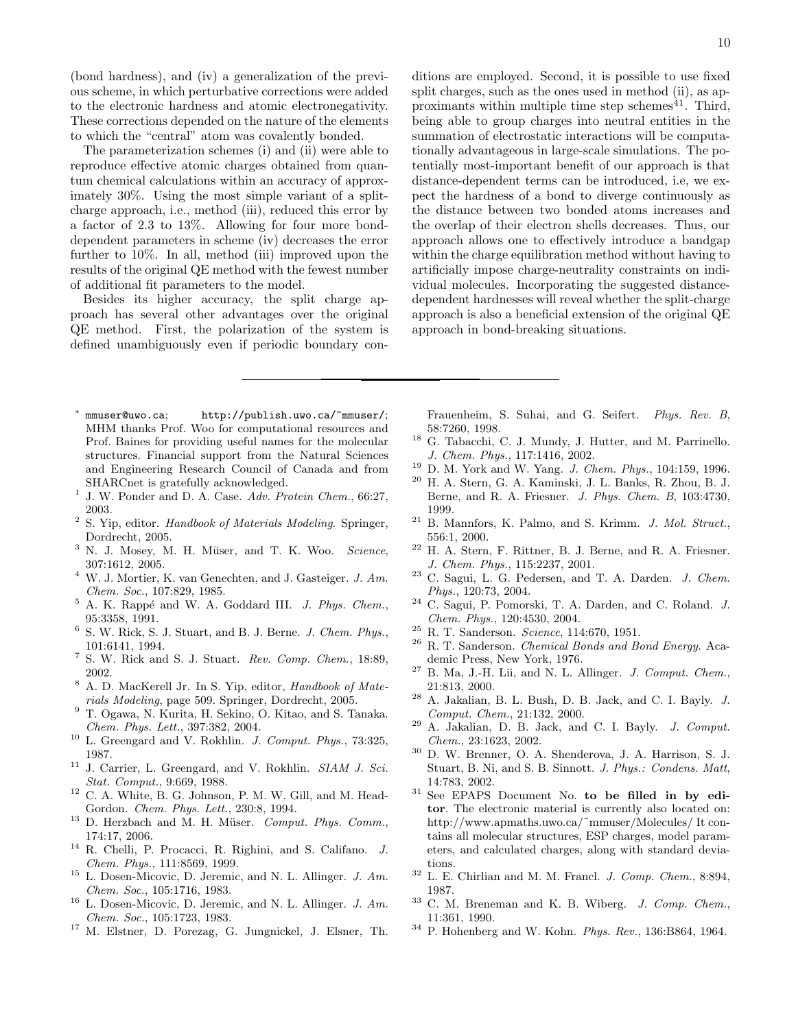(bond hardness), and (iv) a generalization of the previous scheme, in which perturbative corrections were added to the electronic hardness and atomic electronegativity. These corrections depended on the nature of the elements to which the "central" atom was covalently bonded.

The parameterization schemes (i) and (ii) were able to reproduce effective atomic charges obtained from quantum chemical calculations within an accuracy of approximately 30%. Using the most simple variant of a split-charge approach, i.e., method (iii), reduced this error by a factor of 2.3 to 13%. Allowing for four more bond-dependent parameters in scheme (iv) decreases the error further to 10%. In all, method (iii) improved upon the results of the original QE method with the fewest number of additional fit parameters to the model.

Besides its higher accuracy, the split charge approach has several other advantages over the original QE method. First, the polarization of the system is defined unambiguously even if periodic boundary conditions are employed. Second, it is possible to use fixed split charges, such as the ones used in method (ii), as approximants within multiple time step schemes[41]. Third, being able to group charges into neutral entities in the summation of electrostatic interactions will be computationally advantageous in large-scale simulations. The potentially most-important benefit of our approach is that distance-dependent terms can be introduced, i.e, we expect the hardness of a bond to diverge continuously as the distance between two bonded atoms increases and the overlap of their electron shells decreases. Thus, our approach allows one to effectively introduce a bandgap within the charge equilibration method without having to artificially impose charge-neutrality constraints on individual molecules. Incorporating the suggested distance-dependent hardnesses will reveal whether the split-charge approach is also a beneficial extension of the original QE approach in bond-breaking situations.

---

\* `mmuser@uwo.ca`; `http://publish.uwo.ca/~mmuser/`; MHM thanks Prof. Woo for computational resources and Prof. Baines for providing useful names for the molecular structures. Financial support from the Natural Sciences and Engineering Research Council of Canada and from SHARCnet is gratefully acknowledged.

[1] J. W. Ponder and D. A. Case. *Adv. Protein Chem.*, 66:27, 2003.

[2] S. Yip, editor. *Handbook of Materials Modeling*. Springer, Dordrecht, 2005.

[3] N. J. Mosey, M. H. Müser, and T. K. Woo. *Science*, 307:1612, 2005.

[4] W. J. Mortier, K. van Genechten, and J. Gasteiger. *J. Am. Chem. Soc.*, 107:829, 1985.

[5] A. K. Rappé and W. A. Goddard III. *J. Phys. Chem.*, 95:3358, 1991.

[6] S. W. Rick, S. J. Stuart, and B. J. Berne. *J. Chem. Phys.*, 101:6141, 1994.

[7] S. W. Rick and S. J. Stuart. *Rev. Comp. Chem.*, 18:89, 2002.

[8] A. D. MacKerell Jr. In S. Yip, editor, *Handbook of Materials Modeling*, page 509. Springer, Dordrecht, 2005.

[9] T. Ogawa, N. Kurita, H. Sekino, O. Kitao, and S. Tanaka. *Chem. Phys. Lett.*, 397:382, 2004.

[10] L. Greengard and V. Rokhlin. *J. Comput. Phys.*, 73:325, 1987.

[11] J. Carrier, L. Greengard, and V. Rokhlin. *SIAM J. Sci. Stat. Comput.*, 9:669, 1988.

[12] C. A. White, B. G. Johnson, P. M. W. Gill, and M. Head-Gordon. *Chem. Phys. Lett.*, 230:8, 1994.

[13] D. Herzbach and M. H. Müser. *Comput. Phys. Comm.*, 174:17, 2006.

[14] R. Chelli, P. Procacci, R. Righini, and S. Califano. *J. Chem. Phys.*, 111:8569, 1999.

[15] L. Dosen-Micovic, D. Jeremic, and N. L. Allinger. *J. Am. Chem. Soc.*, 105:1716, 1983.

[16] L. Dosen-Micovic, D. Jeremic, and N. L. Allinger. *J. Am. Chem. Soc.*, 105:1723, 1983.

[17] M. Elstner, D. Porezag, G. Jungnickel, J. Elsner, Th. Frauenheim, S. Suhai, and G. Seifert. *Phys. Rev. B*, 58:7260, 1998.

[18] G. Tabacchi, C. J. Mundy, J. Hutter, and M. Parrinello. *J. Chem. Phys.*, 117:1416, 2002.

[19] D. M. York and W. Yang. *J. Chem. Phys.*, 104:159, 1996.

[20] H. A. Stern, G. A. Kaminski, J. L. Banks, R. Zhou, B. J. Berne, and R. A. Friesner. *J. Phys. Chem. B*, 103:4730, 1999.

[21] B. Mannfors, K. Palmo, and S. Krimm. *J. Mol. Struct.*, 556:1, 2000.

[22] H. A. Stern, F. Rittner, B. J. Berne, and R. A. Friesner. *J. Chem. Phys.*, 115:2237, 2001.

[23] C. Sagui, L. G. Pedersen, and T. A. Darden. *J. Chem. Phys.*, 120:73, 2004.

[24] C. Sagui, P. Pomorski, T. A. Darden, and C. Roland. *J. Chem. Phys.*, 120:4530, 2004.

[25] R. T. Sanderson. *Science*, 114:670, 1951.

[26] R. T. Sanderson. *Chemical Bonds and Bond Energy*. Academic Press, New York, 1976.

[27] B. Ma, J.-H. Lii, and N. L. Allinger. *J. Comput. Chem.*, 21:813, 2000.

[28] A. Jakalian, B. L. Bush, D. B. Jack, and C. I. Bayly. *J. Comput. Chem.*, 21:132, 2000.

[29] A. Jakalian, D. B. Jack, and C. I. Bayly. *J. Comput. Chem.*, 23:1623, 2002.

[30] D. W. Brenner, O. A. Shenderova, J. A. Harrison, S. J. Stuart, B. Ni, and S. B. Sinnott. *J. Phys.: Condens. Matt*, 14:783, 2002.

[31] See EPAPS Document No. **to be filled in by editor**. The electronic material is currently also located on: http://www.apmaths.uwo.ca/~mmuser/Molecules/ It contains all molecular structures, ESP charges, model parameters, and calculated charges, along with standard deviations.

[32] L. E. Chirlian and M. M. Francl. *J. Comp. Chem.*, 8:894, 1987.

[33] C. M. Breneman and K. B. Wiberg. *J. Comp. Chem.*, 11:361, 1990.

[34] P. Hohenberg and W. Kohn. *Phys. Rev.*, 136:B864, 1964.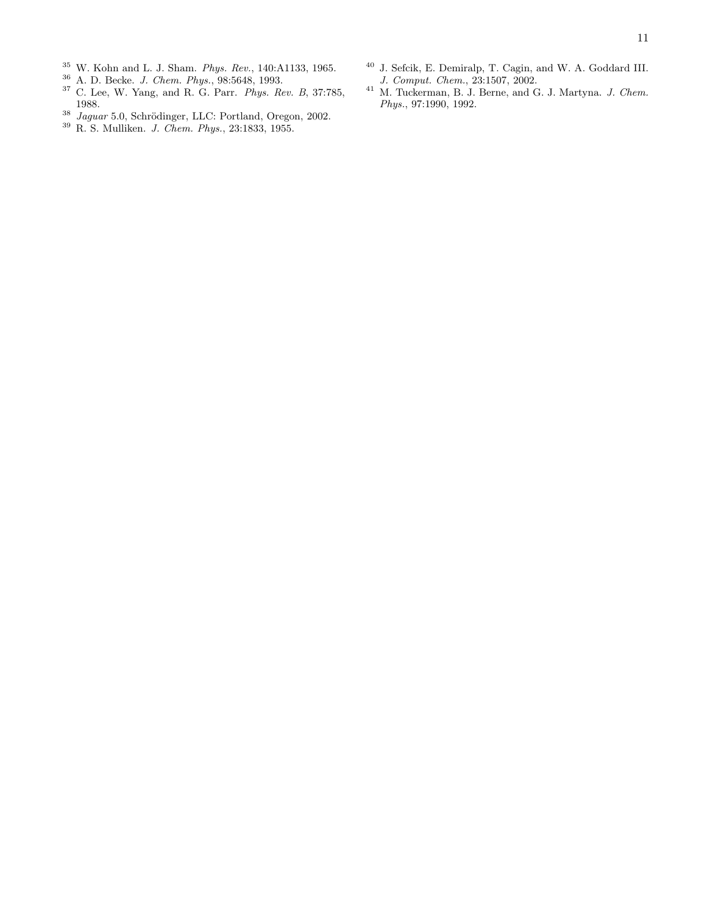[35] W. Kohn and L. J. Sham. *Phys. Rev.*, 140:A1133, 1965.

[36] A. D. Becke. *J. Chem. Phys.*, 98:5648, 1993.

[37] C. Lee, W. Yang, and R. G. Parr. *Phys. Rev. B*, 37:785, 1988.

[38] *Jaguar* 5.0, Schrödinger, LLC: Portland, Oregon, 2002.

[39] R. S. Mulliken. *J. Chem. Phys.*, 23:1833, 1955.

[40] J. Sefcik, E. Demiralp, T. Cagin, and W. A. Goddard III. *J. Comput. Chem.*, 23:1507, 2002.

[41] M. Tuckerman, B. J. Berne, and G. J. Martyna. *J. Chem. Phys.*, 97:1990, 1992.